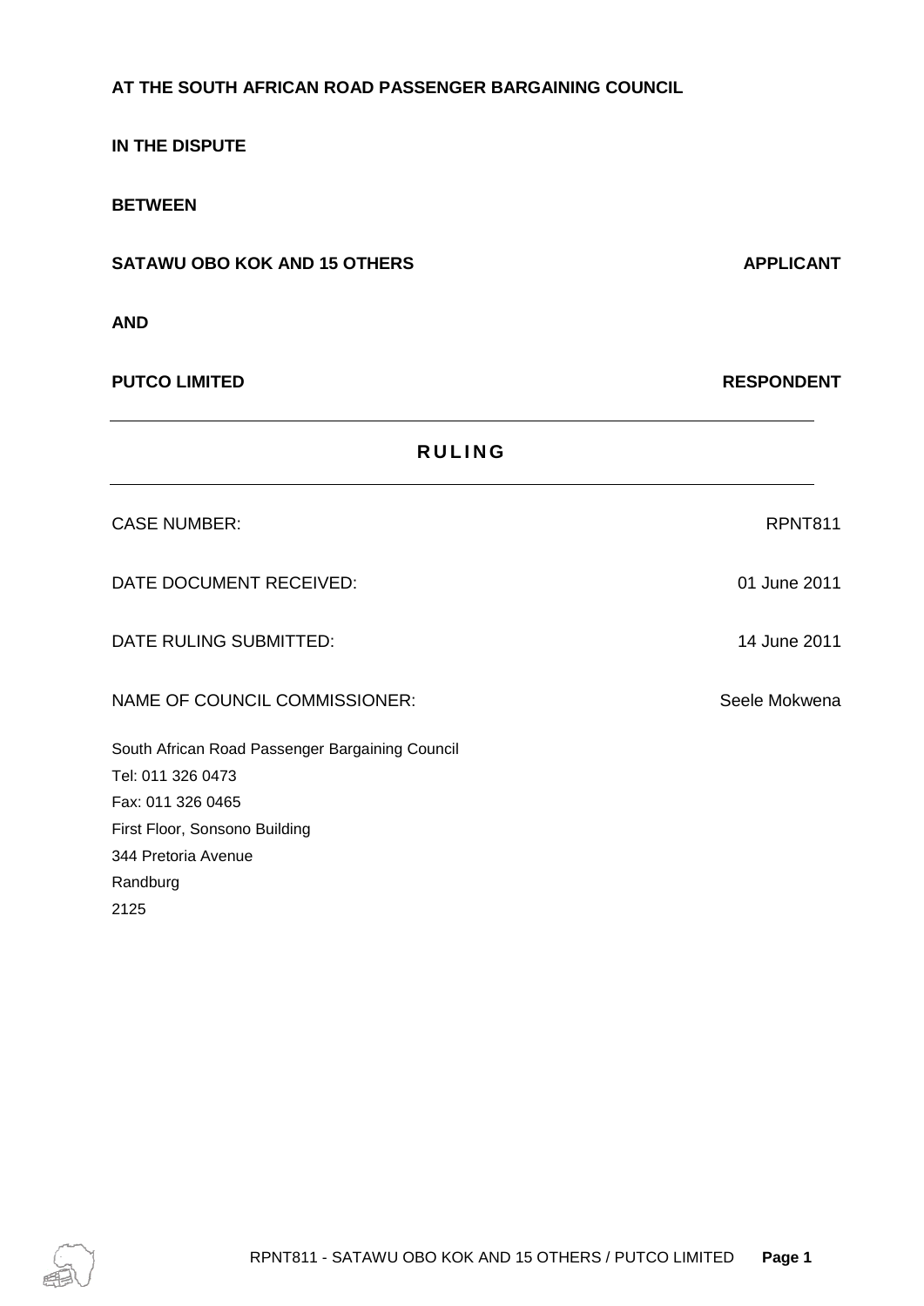**AT THE SOUTH AFRICAN ROAD PASSENGER BARGAINING COUNCIL**

**IN THE DISPUTE**

**BETWEEN**

**SATAWU OBO KOK AND 15 OTHERS** **APPLICANT**

**AND**

**PUTCO LIMITED** **RESPONDENT**

---

# RULING

---

| | |
|---|---|
| CASE NUMBER: | RPNT811 |
| DATE DOCUMENT RECEIVED: | 01 June 2011 |
| DATE RULING SUBMITTED: | 14 June 2011 |
| NAME OF COUNCIL COMMISSIONER: | Seele Mokwena |

South African Road Passenger Bargaining Council
Tel: 011 326 0473
Fax: 011 326 0465
First Floor, Sonsono Building
344 Pretoria Avenue
Randburg
2125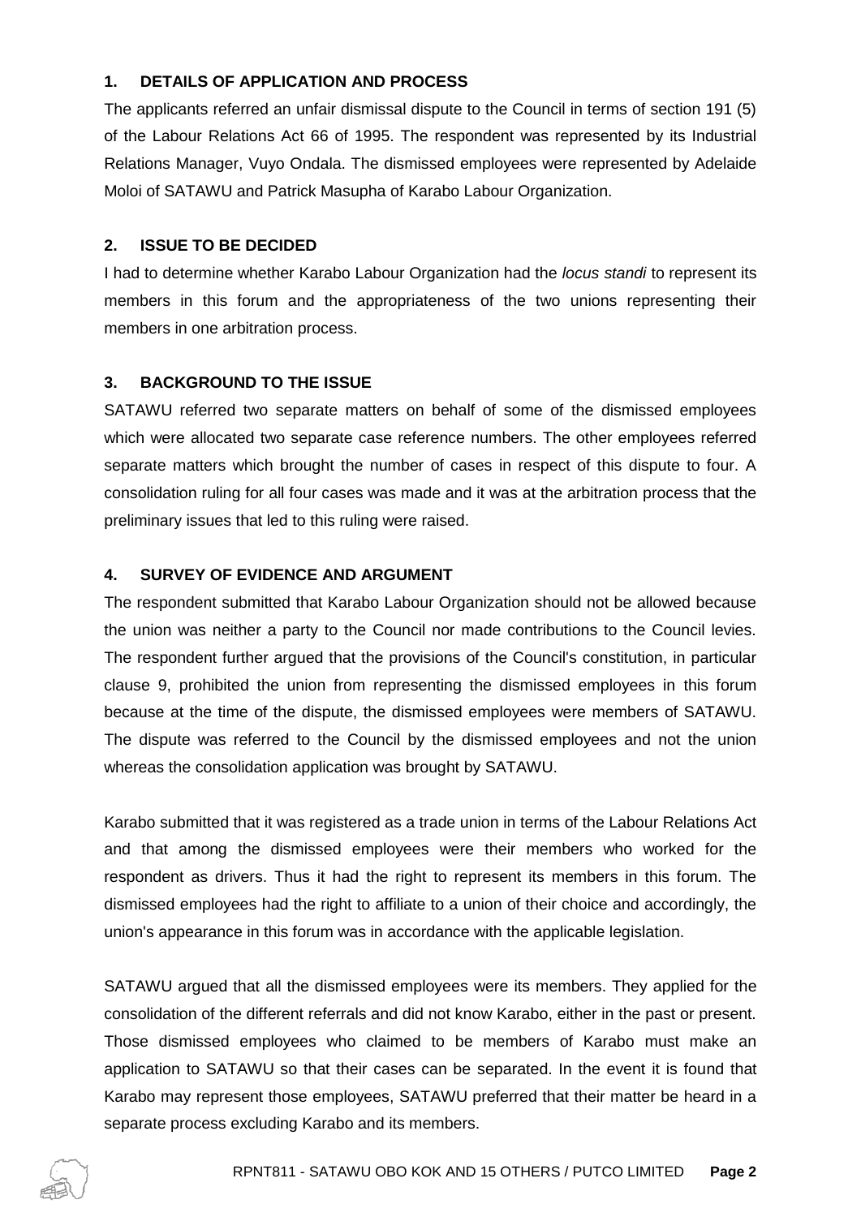## 1. DETAILS OF APPLICATION AND PROCESS

The applicants referred an unfair dismissal dispute to the Council in terms of section 191 (5) of the Labour Relations Act 66 of 1995. The respondent was represented by its Industrial Relations Manager, Vuyo Ondala. The dismissed employees were represented by Adelaide Moloi of SATAWU and Patrick Masupha of Karabo Labour Organization.

## 2. ISSUE TO BE DECIDED

I had to determine whether Karabo Labour Organization had the *locus standi* to represent its members in this forum and the appropriateness of the two unions representing their members in one arbitration process.

## 3. BACKGROUND TO THE ISSUE

SATAWU referred two separate matters on behalf of some of the dismissed employees which were allocated two separate case reference numbers. The other employees referred separate matters which brought the number of cases in respect of this dispute to four. A consolidation ruling for all four cases was made and it was at the arbitration process that the preliminary issues that led to this ruling were raised.

## 4. SURVEY OF EVIDENCE AND ARGUMENT

The respondent submitted that Karabo Labour Organization should not be allowed because the union was neither a party to the Council nor made contributions to the Council levies. The respondent further argued that the provisions of the Council's constitution, in particular clause 9, prohibited the union from representing the dismissed employees in this forum because at the time of the dispute, the dismissed employees were members of SATAWU. The dispute was referred to the Council by the dismissed employees and not the union whereas the consolidation application was brought by SATAWU.

Karabo submitted that it was registered as a trade union in terms of the Labour Relations Act and that among the dismissed employees were their members who worked for the respondent as drivers. Thus it had the right to represent its members in this forum. The dismissed employees had the right to affiliate to a union of their choice and accordingly, the union's appearance in this forum was in accordance with the applicable legislation.

SATAWU argued that all the dismissed employees were its members. They applied for the consolidation of the different referrals and did not know Karabo, either in the past or present. Those dismissed employees who claimed to be members of Karabo must make an application to SATAWU so that their cases can be separated. In the event it is found that Karabo may represent those employees, SATAWU preferred that their matter be heard in a separate process excluding Karabo and its members.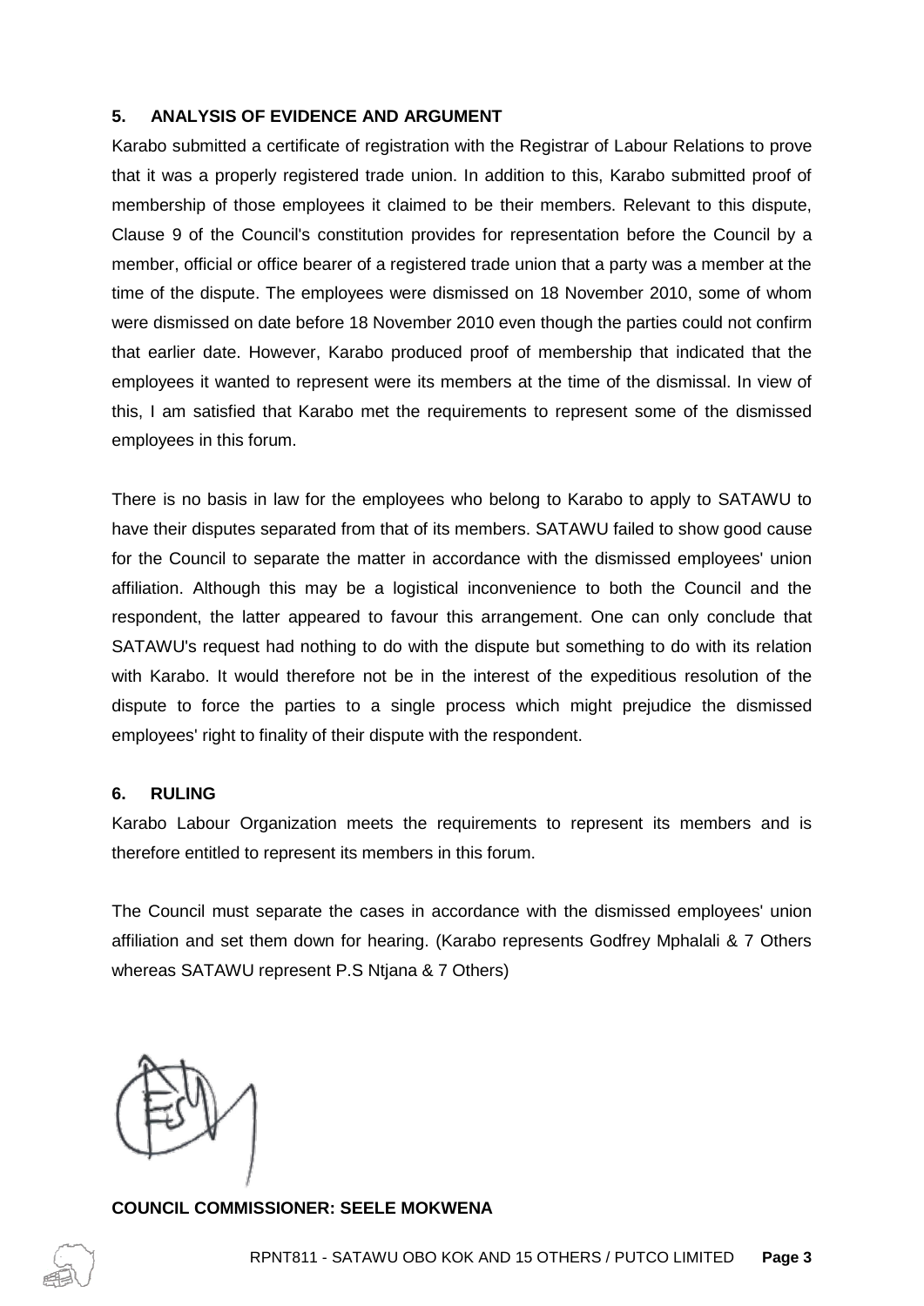## 5. ANALYSIS OF EVIDENCE AND ARGUMENT

Karabo submitted a certificate of registration with the Registrar of Labour Relations to prove that it was a properly registered trade union. In addition to this, Karabo submitted proof of membership of those employees it claimed to be their members. Relevant to this dispute, Clause 9 of the Council's constitution provides for representation before the Council by a member, official or office bearer of a registered trade union that a party was a member at the time of the dispute. The employees were dismissed on 18 November 2010, some of whom were dismissed on date before 18 November 2010 even though the parties could not confirm that earlier date. However, Karabo produced proof of membership that indicated that the employees it wanted to represent were its members at the time of the dismissal. In view of this, I am satisfied that Karabo met the requirements to represent some of the dismissed employees in this forum.

There is no basis in law for the employees who belong to Karabo to apply to SATAWU to have their disputes separated from that of its members. SATAWU failed to show good cause for the Council to separate the matter in accordance with the dismissed employees' union affiliation. Although this may be a logistical inconvenience to both the Council and the respondent, the latter appeared to favour this arrangement. One can only conclude that SATAWU's request had nothing to do with the dispute but something to do with its relation with Karabo. It would therefore not be in the interest of the expeditious resolution of the dispute to force the parties to a single process which might prejudice the dismissed employees' right to finality of their dispute with the respondent.

## 6. RULING

Karabo Labour Organization meets the requirements to represent its members and is therefore entitled to represent its members in this forum.

The Council must separate the cases in accordance with the dismissed employees' union affiliation and set them down for hearing. (Karabo represents Godfrey Mphalali & 7 Others whereas SATAWU represent P.S Ntjana & 7 Others)

**COUNCIL COMMISSIONER: SEELE MOKWENA**